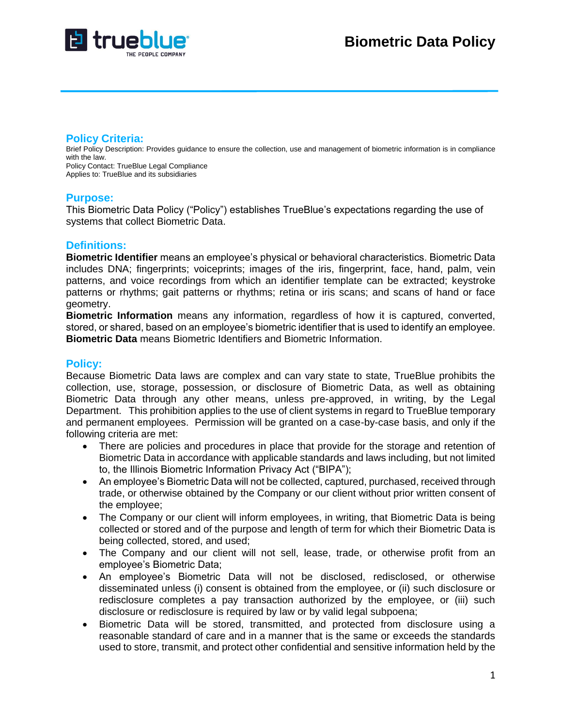# Biometric Data Policy

## Policy Criteria:

Brief Policy Description: Provides guidance to ensure the collection, use and management of biometric information is in compliance with the law.
Policy Contact: TrueBlue Legal Compliance
Applies to: TrueBlue and its subsidiaries

## Purpose:

This Biometric Data Policy ("Policy") establishes TrueBlue's expectations regarding the use of systems that collect Biometric Data.

## Definitions:

**Biometric Identifier** means an employee's physical or behavioral characteristics. Biometric Data includes DNA; fingerprints; voiceprints; images of the iris, fingerprint, face, hand, palm, vein patterns, and voice recordings from which an identifier template can be extracted; keystroke patterns or rhythms; gait patterns or rhythms; retina or iris scans; and scans of hand or face geometry.
**Biometric Information** means any information, regardless of how it is captured, converted, stored, or shared, based on an employee's biometric identifier that is used to identify an employee.
**Biometric Data** means Biometric Identifiers and Biometric Information.

## Policy:

Because Biometric Data laws are complex and can vary state to state, TrueBlue prohibits the collection, use, storage, possession, or disclosure of Biometric Data, as well as obtaining Biometric Data through any other means, unless pre-approved, in writing, by the Legal Department. This prohibition applies to the use of client systems in regard to TrueBlue temporary and permanent employees. Permission will be granted on a case-by-case basis, and only if the following criteria are met:

- There are policies and procedures in place that provide for the storage and retention of Biometric Data in accordance with applicable standards and laws including, but not limited to, the Illinois Biometric Information Privacy Act ("BIPA");
- An employee's Biometric Data will not be collected, captured, purchased, received through trade, or otherwise obtained by the Company or our client without prior written consent of the employee;
- The Company or our client will inform employees, in writing, that Biometric Data is being collected or stored and of the purpose and length of term for which their Biometric Data is being collected, stored, and used;
- The Company and our client will not sell, lease, trade, or otherwise profit from an employee's Biometric Data;
- An employee's Biometric Data will not be disclosed, redisclosed, or otherwise disseminated unless (i) consent is obtained from the employee, or (ii) such disclosure or redisclosure completes a pay transaction authorized by the employee, or (iii) such disclosure or redisclosure is required by law or by valid legal subpoena;
- Biometric Data will be stored, transmitted, and protected from disclosure using a reasonable standard of care and in a manner that is the same or exceeds the standards used to store, transmit, and protect other confidential and sensitive information held by the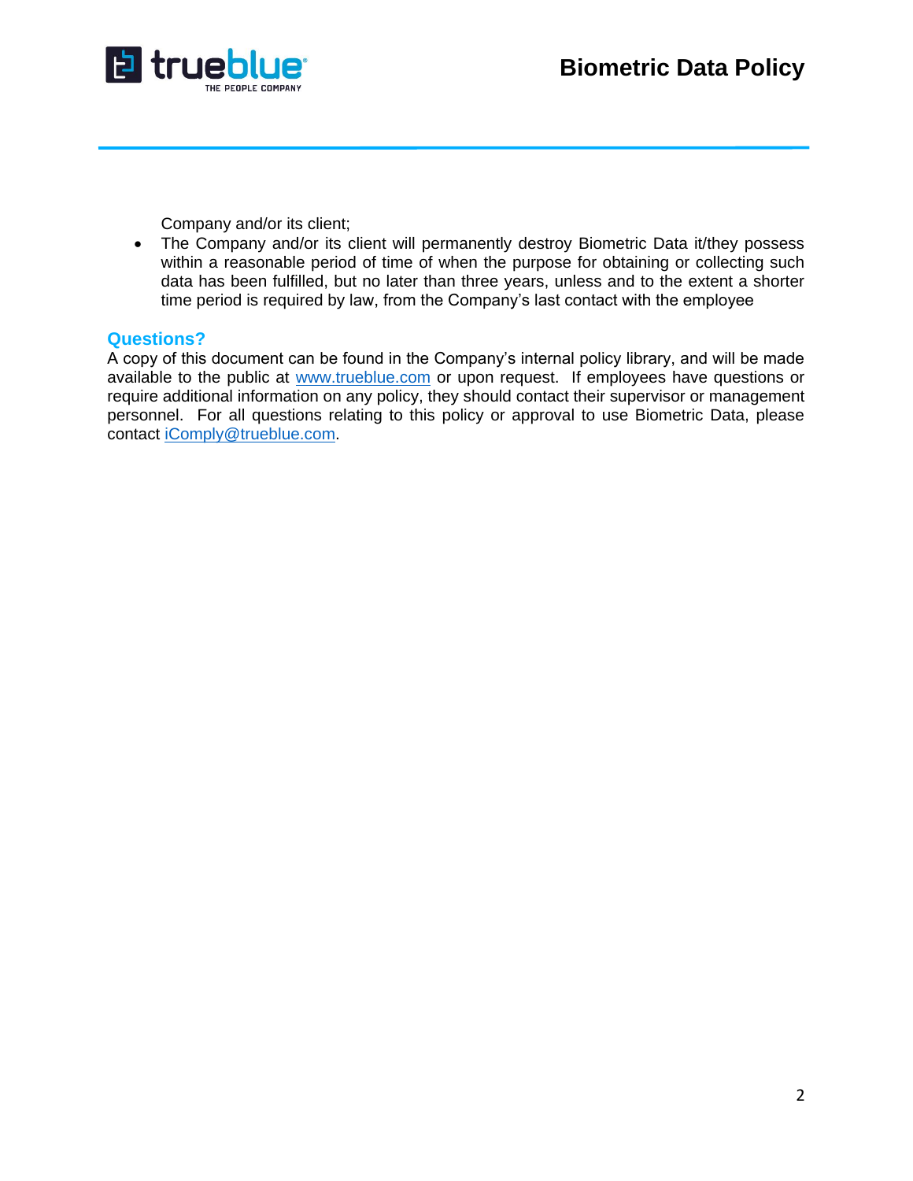Company and/or its client;

- The Company and/or its client will permanently destroy Biometric Data it/they possess within a reasonable period of time of when the purpose for obtaining or collecting such data has been fulfilled, but no later than three years, unless and to the extent a shorter time period is required by law, from the Company's last contact with the employee

## Questions?

A copy of this document can be found in the Company's internal policy library, and will be made available to the public at www.trueblue.com or upon request. If employees have questions or require additional information on any policy, they should contact their supervisor or management personnel. For all questions relating to this policy or approval to use Biometric Data, please contact iComply@trueblue.com.